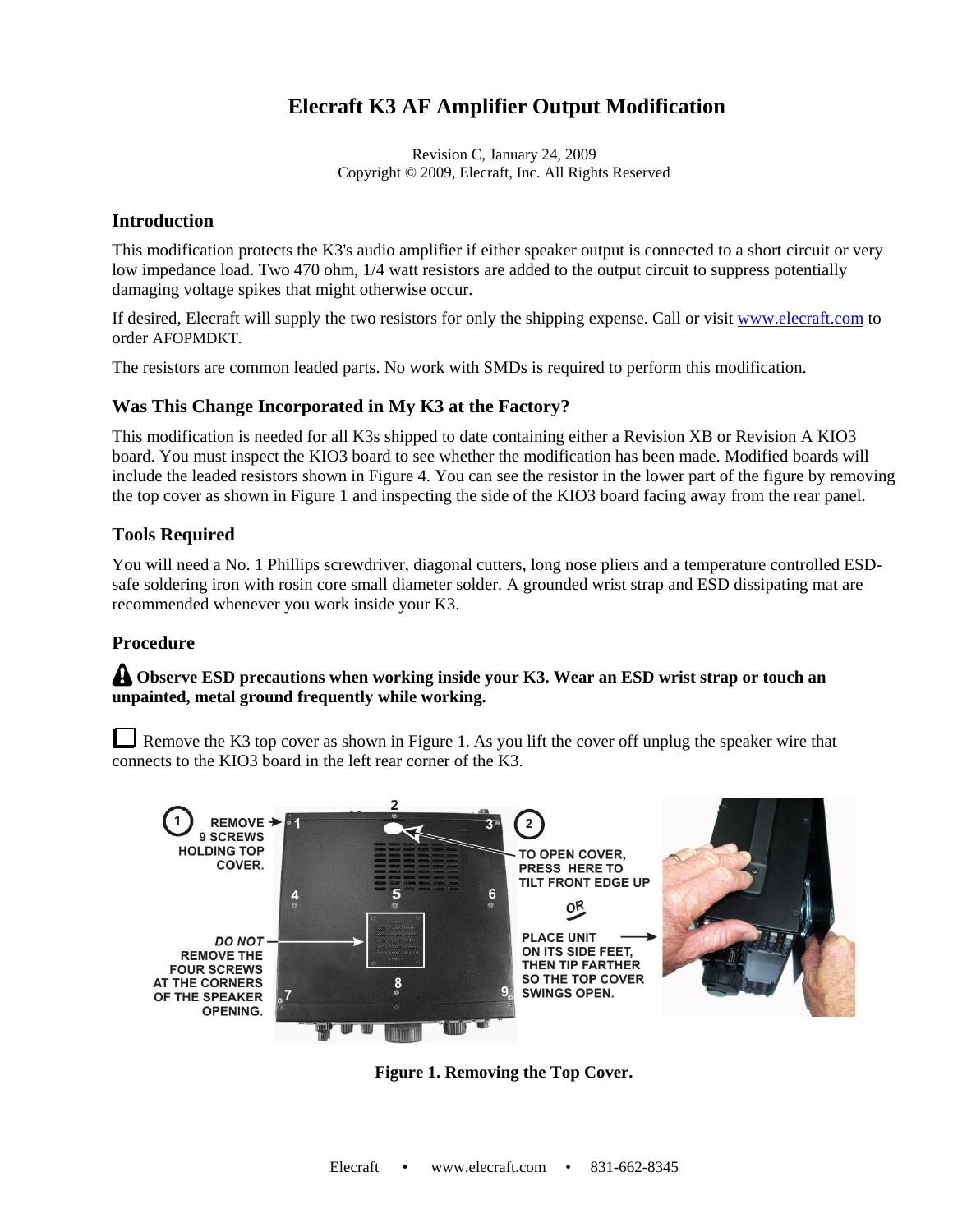# Elecraft K3 AF Amplifier Output Modification

Revision C, January 24, 2009
Copyright © 2009, Elecraft, Inc. All Rights Reserved

## Introduction

This modification protects the K3's audio amplifier if either speaker output is connected to a short circuit or very low impedance load. Two 470 ohm, 1/4 watt resistors are added to the output circuit to suppress potentially damaging voltage spikes that might otherwise occur.

If desired, Elecraft will supply the two resistors for only the shipping expense. Call or visit www.elecraft.com to order AFOPMDKT.

The resistors are common leaded parts. No work with SMDs is required to perform this modification.

## Was This Change Incorporated in My K3 at the Factory?

This modification is needed for all K3s shipped to date containing either a Revision XB or Revision A KIO3 board. You must inspect the KIO3 board to see whether the modification has been made. Modified boards will include the leaded resistors shown in Figure 4. You can see the resistor in the lower part of the figure by removing the top cover as shown in Figure 1 and inspecting the side of the KIO3 board facing away from the rear panel.

## Tools Required

You will need a No. 1 Phillips screwdriver, diagonal cutters, long nose pliers and a temperature controlled ESD-safe soldering iron with rosin core small diameter solder. A grounded wrist strap and ESD dissipating mat are recommended whenever you work inside your K3.

## Procedure

**⚠ Observe ESD precautions when working inside your K3. Wear an ESD wrist strap or touch an unpainted, metal ground frequently while working.**

☐ Remove the K3 top cover as shown in Figure 1. As you lift the cover off unplug the speaker wire that connects to the KIO3 board in the left rear corner of the K3.

(1) REMOVE 9 SCREWS HOLDING TOP COVER.

*DO NOT* REMOVE THE FOUR SCREWS AT THE CORNERS OF THE SPEAKER OPENING.

(2) TO OPEN COVER, PRESS HERE TO TILT FRONT EDGE UP

OR

PLACE UNIT ON ITS SIDE FEET, THEN TIP FARTHER SO THE TOP COVER SWINGS OPEN.

**Figure 1. Removing the Top Cover.**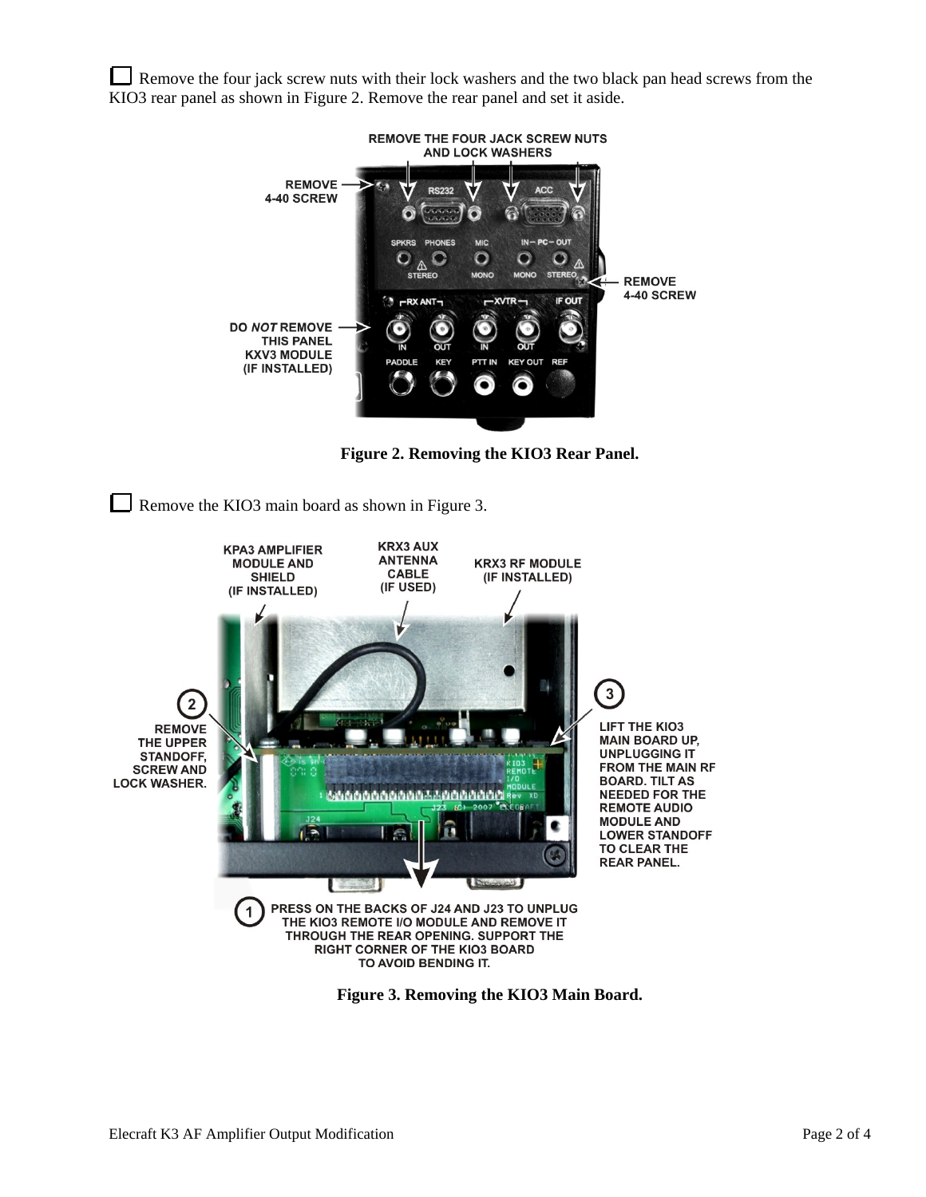☐ Remove the four jack screw nuts with their lock washers and the two black pan head screws from the KIO3 rear panel as shown in Figure 2. Remove the rear panel and set it aside.

**Figure 2. Removing the KIO3 Rear Panel.**

☐ Remove the KIO3 main board as shown in Figure 3.

**Figure 3. Removing the KIO3 Main Board.**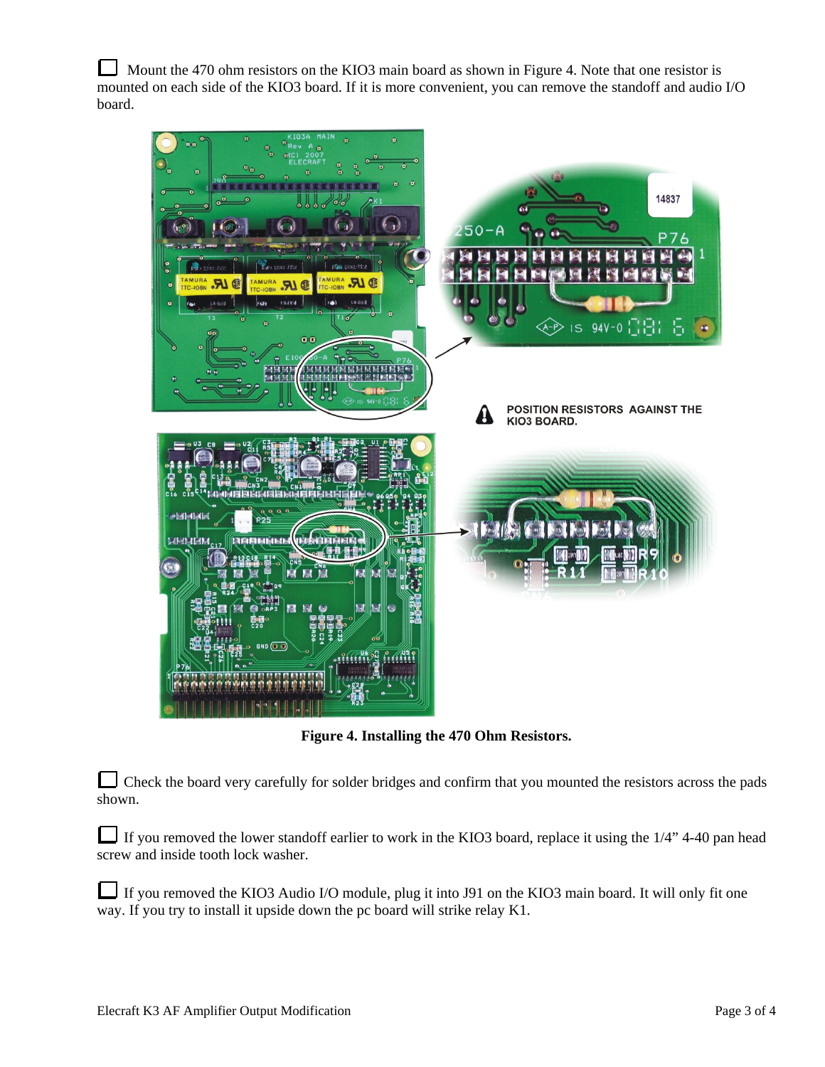☐ Mount the 470 ohm resistors on the KIO3 main board as shown in Figure 4. Note that one resistor is mounted on each side of the KIO3 board. If it is more convenient, you can remove the standoff and audio I/O board.

**POSITION RESISTORS AGAINST THE KIO3 BOARD.**

**Figure 4. Installing the 470 Ohm Resistors.**

☐ Check the board very carefully for solder bridges and confirm that you mounted the resistors across the pads shown.

☐ If you removed the lower standoff earlier to work in the KIO3 board, replace it using the 1/4" 4-40 pan head screw and inside tooth lock washer.

☐ If you removed the KIO3 Audio I/O module, plug it into J91 on the KIO3 main board. It will only fit one way. If you try to install it upside down the pc board will strike relay K1.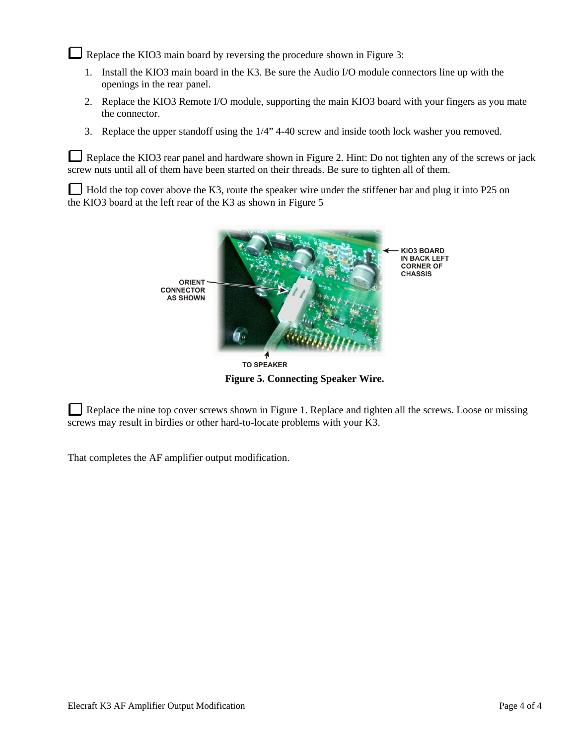☐ Replace the KIO3 main board by reversing the procedure shown in Figure 3:

1. Install the KIO3 main board in the K3. Be sure the Audio I/O module connectors line up with the openings in the rear panel.
2. Replace the KIO3 Remote I/O module, supporting the main KIO3 board with your fingers as you mate the connector.
3. Replace the upper standoff using the 1/4" 4-40 screw and inside tooth lock washer you removed.

☐ Replace the KIO3 rear panel and hardware shown in Figure 2. Hint: Do not tighten any of the screws or jack screw nuts until all of them have been started on their threads. Be sure to tighten all of them.

☐ Hold the top cover above the K3, route the speaker wire under the stiffener bar and plug it into P25 on the KIO3 board at the left rear of the K3 as shown in Figure 5

ORIENT CONNECTOR AS SHOWN

KIO3 BOARD IN BACK LEFT CORNER OF CHASSIS

TO SPEAKER

**Figure 5. Connecting Speaker Wire.**

☐ Replace the nine top cover screws shown in Figure 1. Replace and tighten all the screws. Loose or missing screws may result in birdies or other hard-to-locate problems with your K3.

That completes the AF amplifier output modification.